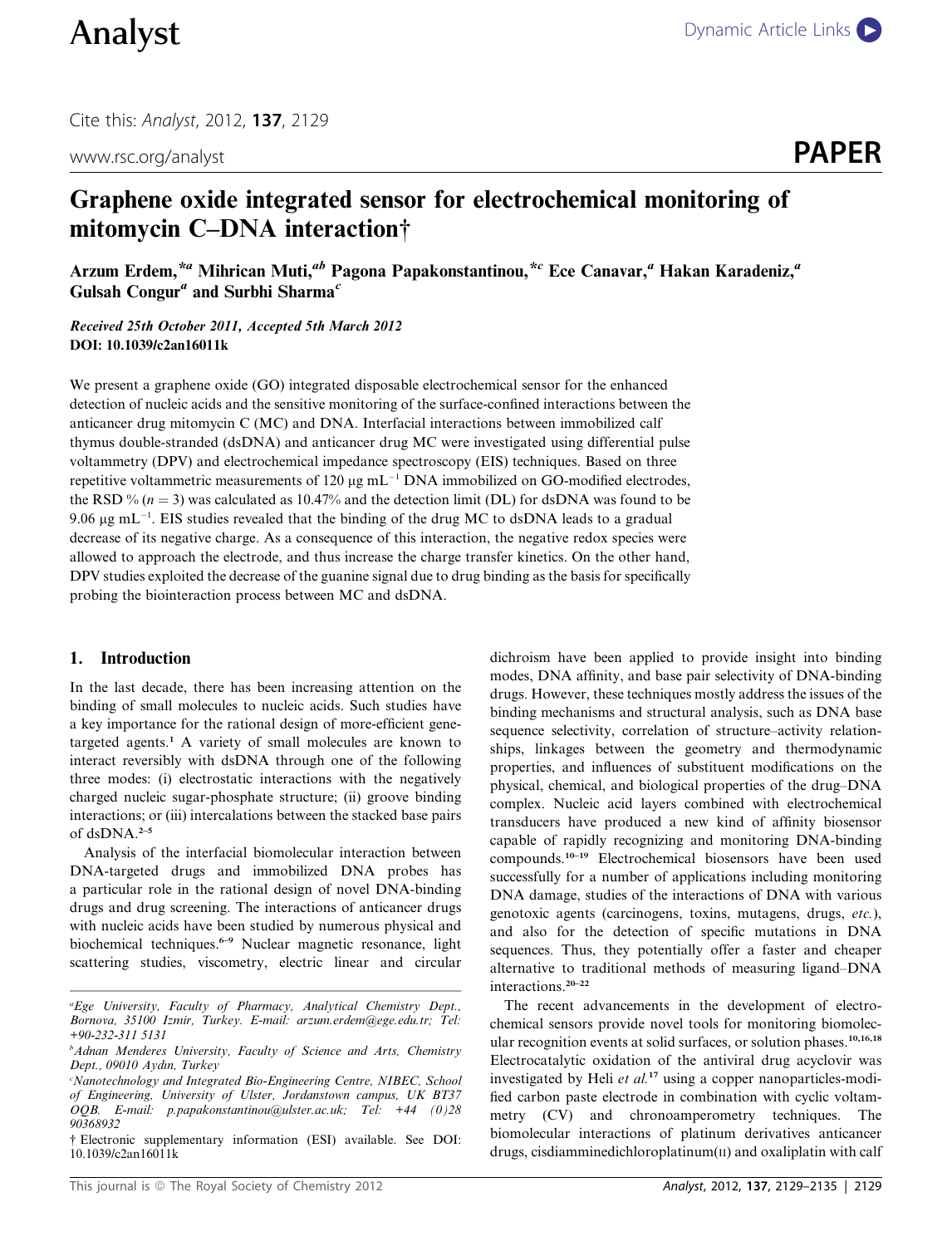# Graphene oxide integrated sensor for electrochemical monitoring of mitomycin C–DNA interaction†

Arzum Erdem,*[a] Mihrican Muti,[ab] Pagona Papakonstantinou,*[c] Ece Canavar,[a] Hakan Karadeniz,[a] Gulsah Congur[a] and Surbhi Sharma[c]

*Received 25th October 2011, Accepted 5th March 2012*

**DOI: 10.1039/c2an16011k**

We present a graphene oxide (GO) integrated disposable electrochemical sensor for the enhanced detection of nucleic acids and the sensitive monitoring of the surface-confined interactions between the anticancer drug mitomycin C (MC) and DNA. Interfacial interactions between immobilized calf thymus double-stranded (dsDNA) and anticancer drug MC were investigated using differential pulse voltammetry (DPV) and electrochemical impedance spectroscopy (EIS) techniques. Based on three repetitive voltammetric measurements of 120 μg $mL^{-1}$ DNA immobilized on GO-modified electrodes, the RSD % ($n = 3$) was calculated as 10.47% and the detection limit (DL) for dsDNA was found to be 9.06 μg $mL^{-1}$. EIS studies revealed that the binding of the drug MC to dsDNA leads to a gradual decrease of its negative charge. As a consequence of this interaction, the negative redox species were allowed to approach the electrode, and thus increase the charge transfer kinetics. On the other hand, DPV studies exploited the decrease of the guanine signal due to drug binding as the basis for specifically probing the biointeraction process between MC and dsDNA.

## 1. Introduction

In the last decade, there has been increasing attention on the binding of small molecules to nucleic acids. Such studies have a key importance for the rational design of more-efficient gene-targeted agents.[1] A variety of small molecules are known to interact reversibly with dsDNA through one of the following three modes: (i) electrostatic interactions with the negatively charged nucleic sugar-phosphate structure; (ii) groove binding interactions; or (iii) intercalations between the stacked base pairs of dsDNA.[2–5]

Analysis of the interfacial biomolecular interaction between DNA-targeted drugs and immobilized DNA probes has a particular role in the rational design of novel DNA-binding drugs and drug screening. The interactions of anticancer drugs with nucleic acids have been studied by numerous physical and biochemical techniques.[6–9] Nuclear magnetic resonance, light scattering studies, viscometry, electric linear and circular dichroism have been applied to provide insight into binding modes, DNA affinity, and base pair selectivity of DNA-binding drugs. However, these techniques mostly address the issues of the binding mechanisms and structural analysis, such as DNA base sequence selectivity, correlation of structure–activity relationships, linkages between the geometry and thermodynamic properties, and influences of substituent modifications on the physical, chemical, and biological properties of the drug–DNA complex. Nucleic acid layers combined with electrochemical transducers have produced a new kind of affinity biosensor capable of rapidly recognizing and monitoring DNA-binding compounds.[10–19] Electrochemical biosensors have been used successfully for a number of applications including monitoring DNA damage, studies of the interactions of DNA with various genotoxic agents (carcinogens, toxins, mutagens, drugs, *etc.*), and also for the detection of specific mutations in DNA sequences. Thus, they potentially offer a faster and cheaper alternative to traditional methods of measuring ligand–DNA interactions.[20–22]

The recent advancements in the development of electrochemical sensors provide novel tools for monitoring biomolecular recognition events at solid surfaces, or solution phases.[10,16,18] Electrocatalytic oxidation of the antiviral drug acyclovir was investigated by Heli *et al.*[17] using a copper nanoparticles-modified carbon paste electrode in combination with cyclic voltammetry (CV) and chronoamperometry techniques. The biomolecular interactions of platinum derivatives anticancer drugs, cisdiamminedichloroplatinum(II) and oxaliplatin with calf

[a]*Ege University, Faculty of Pharmacy, Analytical Chemistry Dept., Bornova, 35100 Izmir, Turkey. E-mail: arzum.erdem@ege.edu.tr; Tel: +90-232-311 5131*

[b]*Adnan Menderes University, Faculty of Science and Arts, Chemistry Dept., 09010 Aydın, Turkey*

[c]*Nanotechnology and Integrated Bio-Engineering Centre, NIBEC, School of Engineering, University of Ulster, Jordanstown campus, UK BT37 0QB. E-mail: p.papakonstantinou@ulster.ac.uk; Tel: +44 (0)28 90368932*

† Electronic supplementary information (ESI) available. See DOI: 10.1039/c2an16011k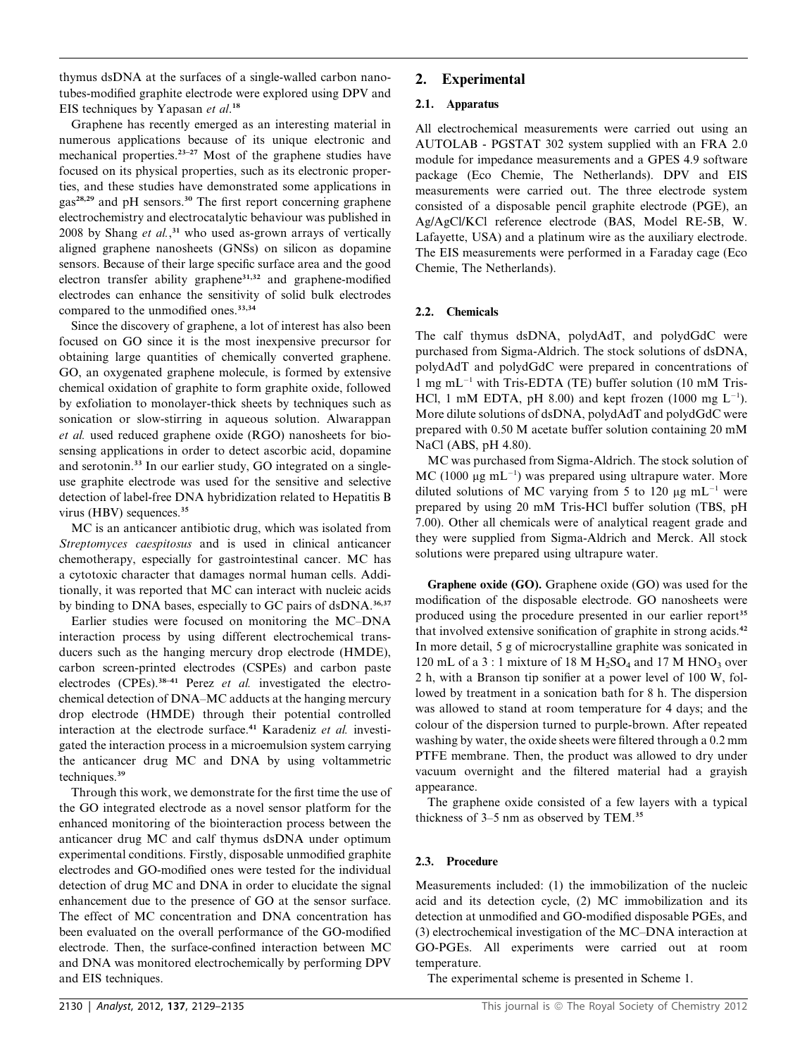thymus dsDNA at the surfaces of a single-walled carbon nanotubes-modified graphite electrode were explored using DPV and EIS techniques by Yapasan *et al.*[18]

Graphene has recently emerged as an interesting material in numerous applications because of its unique electronic and mechanical properties.[23–27] Most of the graphene studies have focused on its physical properties, such as its electronic properties, and these studies have demonstrated some applications in gas[28,29] and pH sensors.[30] The first report concerning graphene electrochemistry and electrocatalytic behaviour was published in 2008 by Shang *et al.*,[31] who used as-grown arrays of vertically aligned graphene nanosheets (GNSs) on silicon as dopamine sensors. Because of their large specific surface area and the good electron transfer ability graphene[31,32] and graphene-modified electrodes can enhance the sensitivity of solid bulk electrodes compared to the unmodified ones.[33,34]

Since the discovery of graphene, a lot of interest has also been focused on GO since it is the most inexpensive precursor for obtaining large quantities of chemically converted graphene. GO, an oxygenated graphene molecule, is formed by extensive chemical oxidation of graphite to form graphite oxide, followed by exfoliation to monolayer-thick sheets by techniques such as sonication or slow-stirring in aqueous solution. Alwarappan *et al.* used reduced graphene oxide (RGO) nanosheets for biosensing applications in order to detect ascorbic acid, dopamine and serotonin.[33] In our earlier study, GO integrated on a single-use graphite electrode was used for the sensitive and selective detection of label-free DNA hybridization related to Hepatitis B virus (HBV) sequences.[35]

MC is an anticancer antibiotic drug, which was isolated from *Streptomyces caespitosus* and is used in clinical anticancer chemotherapy, especially for gastrointestinal cancer. MC has a cytotoxic character that damages normal human cells. Additionally, it was reported that MC can interact with nucleic acids by binding to DNA bases, especially to GC pairs of dsDNA.[36,37]

Earlier studies were focused on monitoring the MC–DNA interaction process by using different electrochemical transducers such as the hanging mercury drop electrode (HMDE), carbon screen-printed electrodes (CSPEs) and carbon paste electrodes (CPEs).[38–41] Perez *et al.* investigated the electrochemical detection of DNA–MC adducts at the hanging mercury drop electrode (HMDE) through their potential controlled interaction at the electrode surface.[41] Karadeniz *et al.* investigated the interaction process in a microemulsion system carrying the anticancer drug MC and DNA by using voltammetric techniques.[39]

Through this work, we demonstrate for the first time the use of the GO integrated electrode as a novel sensor platform for the enhanced monitoring of the biointeraction process between the anticancer drug MC and calf thymus dsDNA under optimum experimental conditions. Firstly, disposable unmodified graphite electrodes and GO-modified ones were tested for the individual detection of drug MC and DNA in order to elucidate the signal enhancement due to the presence of GO at the sensor surface. The effect of MC concentration and DNA concentration has been evaluated on the overall performance of the GO-modified electrode. Then, the surface-confined interaction between MC and DNA was monitored electrochemically by performing DPV and EIS techniques.

## 2. Experimental

### 2.1. Apparatus

All electrochemical measurements were carried out using an AUTOLAB - PGSTAT 302 system supplied with an FRA 2.0 module for impedance measurements and a GPES 4.9 software package (Eco Chemie, The Netherlands). DPV and EIS measurements were carried out. The three electrode system consisted of a disposable pencil graphite electrode (PGE), an Ag/AgCl/KCl reference electrode (BAS, Model RE-5B, W. Lafayette, USA) and a platinum wire as the auxiliary electrode. The EIS measurements were performed in a Faraday cage (Eco Chemie, The Netherlands).

### 2.2. Chemicals

The calf thymus dsDNA, polydAdT, and polydGdC were purchased from Sigma-Aldrich. The stock solutions of dsDNA, polydAdT and polydGdC were prepared in concentrations of 1 mg mL$^{-1}$ with Tris-EDTA (TE) buffer solution (10 mM Tris-HCl, 1 mM EDTA, pH 8.00) and kept frozen (1000 mg L$^{-1}$). More dilute solutions of dsDNA, polydAdT and polydGdC were prepared with 0.50 M acetate buffer solution containing 20 mM NaCl (ABS, pH 4.80).

MC was purchased from Sigma-Aldrich. The stock solution of MC (1000 μg mL$^{-1}$) was prepared using ultrapure water. More diluted solutions of MC varying from 5 to 120 μg mL$^{-1}$ were prepared by using 20 mM Tris-HCl buffer solution (TBS, pH 7.00). Other all chemicals were of analytical reagent grade and they were supplied from Sigma-Aldrich and Merck. All stock solutions were prepared using ultrapure water.

**Graphene oxide (GO).** Graphene oxide (GO) was used for the modification of the disposable electrode. GO nanosheets were produced using the procedure presented in our earlier report[35] that involved extensive sonification of graphite in strong acids.[42] In more detail, 5 g of microcrystalline graphite was sonicated in 120 mL of a 3 : 1 mixture of 18 M $H_2SO_4$ and 17 M $HNO_3$ over 2 h, with a Branson tip sonifier at a power level of 100 W, followed by treatment in a sonication bath for 8 h. The dispersion was allowed to stand at room temperature for 4 days; and the colour of the dispersion turned to purple-brown. After repeated washing by water, the oxide sheets were filtered through a 0.2 mm PTFE membrane. Then, the product was allowed to dry under vacuum overnight and the filtered material had a grayish appearance.

The graphene oxide consisted of a few layers with a typical thickness of 3–5 nm as observed by TEM.[35]

### 2.3. Procedure

Measurements included: (1) the immobilization of the nucleic acid and its detection cycle, (2) MC immobilization and its detection at unmodified and GO-modified disposable PGEs, and (3) electrochemical investigation of the MC–DNA interaction at GO-PGEs. All experiments were carried out at room temperature.

The experimental scheme is presented in Scheme 1.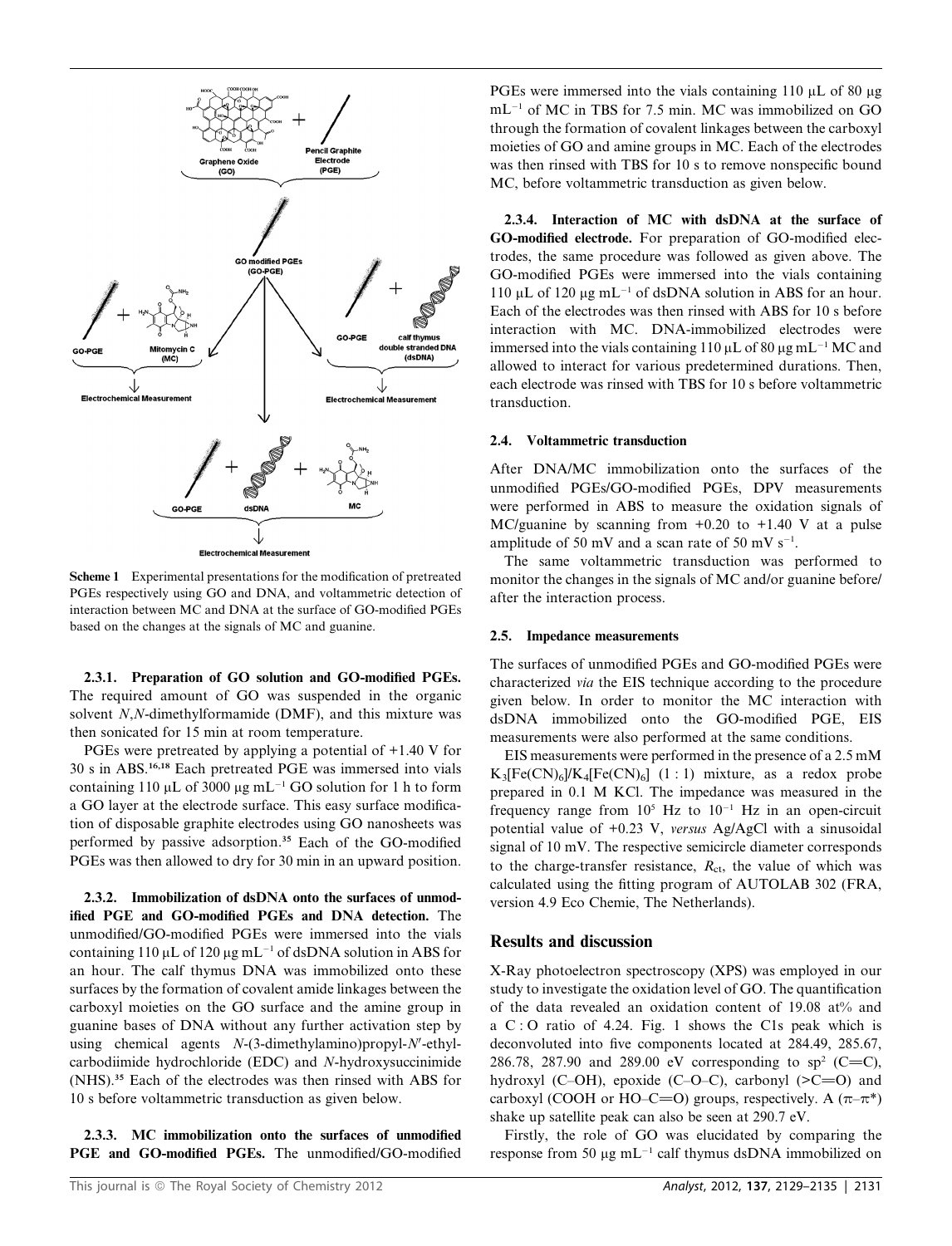Graphene Oxide (GO)

Pencil Graphite Electrode (PGE)

GO modified PGEs (GO-PGE)

GO-PGE

Mitomycin C (MC)

Electrochemical Measurement

GO-PGE

calf thymus double stranded DNA (dsDNA)

Electrochemical Measurement

GO-PGE

dsDNA

MC

Electrochemical Measurement

**Scheme 1** Experimental presentations for the modification of pretreated PGEs respectively using GO and DNA, and voltammetric detection of interaction between MC and DNA at the surface of GO-modified PGEs based on the changes at the signals of MC and guanine.

**2.3.1. Preparation of GO solution and GO-modified PGEs.** The required amount of GO was suspended in the organic solvent *N*,*N*-dimethylformamide (DMF), and this mixture was then sonicated for 15 min at room temperature.

PGEs were pretreated by applying a potential of +1.40 V for 30 s in ABS.[16,18] Each pretreated PGE was immersed into vials containing 110 μL of 3000 μg $mL^{-1}$ GO solution for 1 h to form a GO layer at the electrode surface. This easy surface modification of disposable graphite electrodes using GO nanosheets was performed by passive adsorption.[35] Each of the GO-modified PGEs was then allowed to dry for 30 min in an upward position.

**2.3.2. Immobilization of dsDNA onto the surfaces of unmodified PGE and GO-modified PGEs and DNA detection.** The unmodified/GO-modified PGEs were immersed into the vials containing 110 μL of 120 μg $mL^{-1}$ of dsDNA solution in ABS for an hour. The calf thymus DNA was immobilized onto these surfaces by the formation of covalent amide linkages between the carboxyl moieties on the GO surface and the amine group in guanine bases of DNA without any further activation step by using chemical agents *N*-(3-dimethylamino)propyl-*N*′-ethylcarbodiimide hydrochloride (EDC) and *N*-hydroxysuccinimide (NHS).[35] Each of the electrodes was then rinsed with ABS for 10 s before voltammetric transduction as given below.

**2.3.3. MC immobilization onto the surfaces of unmodified PGE and GO-modified PGEs.** The unmodified/GO-modified PGEs were immersed into the vials containing 110 μL of 80 μg $mL^{-1}$ of MC in TBS for 7.5 min. MC was immobilized on GO through the formation of covalent linkages between the carboxyl moieties of GO and amine groups in MC. Each of the electrodes was then rinsed with TBS for 10 s to remove nonspecific bound MC, before voltammetric transduction as given below.

**2.3.4. Interaction of MC with dsDNA at the surface of GO-modified electrode.** For preparation of GO-modified electrodes, the same procedure was followed as given above. The GO-modified PGEs were immersed into the vials containing 110 μL of 120 μg $mL^{-1}$ of dsDNA solution in ABS for an hour. Each of the electrodes was then rinsed with ABS for 10 s before interaction with MC. DNA-immobilized electrodes were immersed into the vials containing 110 μL of 80 μg $mL^{-1}$ MC and allowed to interact for various predetermined durations. Then, each electrode was rinsed with TBS for 10 s before voltammetric transduction.

### 2.4. Voltammetric transduction

After DNA/MC immobilization onto the surfaces of the unmodified PGEs/GO-modified PGEs, DPV measurements were performed in ABS to measure the oxidation signals of MC/guanine by scanning from +0.20 to +1.40 V at a pulse amplitude of 50 mV and a scan rate of 50 mV $s^{-1}$.

The same voltammetric transduction was performed to monitor the changes in the signals of MC and/or guanine before/after the interaction process.

### 2.5. Impedance measurements

The surfaces of unmodified PGEs and GO-modified PGEs were characterized *via* the EIS technique according to the procedure given below. In order to monitor the MC interaction with dsDNA immobilized onto the GO-modified PGE, EIS measurements were also performed at the same conditions.

EIS measurements were performed in the presence of a 2.5 mM $K_3[Fe(CN)_6]/K_4[Fe(CN)_6]$ (1 : 1) mixture, as a redox probe prepared in 0.1 M KCl. The impedance was measured in the frequency range from $10^5$ Hz to $10^{-1}$ Hz in an open-circuit potential value of +0.23 V, *versus* Ag/AgCl with a sinusoidal signal of 10 mV. The respective semicircle diameter corresponds to the charge-transfer resistance, $R_{ct}$, the value of which was calculated using the fitting program of AUTOLAB 302 (FRA, version 4.9 Eco Chemie, The Netherlands).

## Results and discussion

X-Ray photoelectron spectroscopy (XPS) was employed in our study to investigate the oxidation level of GO. The quantification of the data revealed an oxidation content of 19.08 at% and a C : O ratio of 4.24. Fig. 1 shows the C1s peak which is deconvoluted into five components located at 284.49, 285.67, 286.78, 287.90 and 289.00 eV corresponding to $sp^2$ (C=C), hydroxyl (C–OH), epoxide (C–O–C), carbonyl (>C=O) and carboxyl (COOH or HO–C=O) groups, respectively. A ($\pi$–$\pi$*) shake up satellite peak can also be seen at 290.7 eV.

Firstly, the role of GO was elucidated by comparing the response from 50 μg $mL^{-1}$ calf thymus dsDNA immobilized on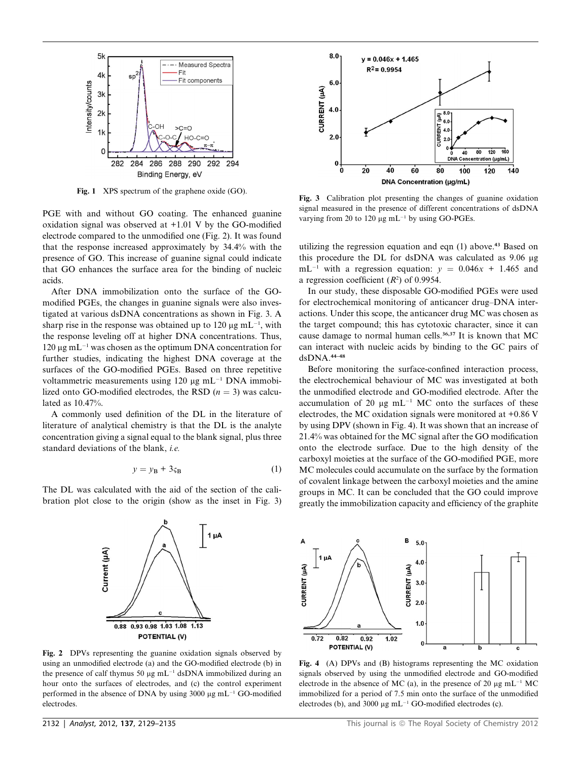Fig. 1 XPS spectrum of the graphene oxide (GO).

PGE with and without GO coating. The enhanced guanine oxidation signal was observed at +1.01 V by the GO-modified electrode compared to the unmodified one (Fig. 2). It was found that the response increased approximately by 34.4% with the presence of GO. This increase of guanine signal could indicate that GO enhances the surface area for the binding of nucleic acids.

After DNA immobilization onto the surface of the GO-modified PGEs, the changes in guanine signals were also investigated at various dsDNA concentrations as shown in Fig. 3. A sharp rise in the response was obtained up to 120 μg mL$^{-1}$, with the response leveling off at higher DNA concentrations. Thus, 120 μg mL$^{-1}$ was chosen as the optimum DNA concentration for further studies, indicating the highest DNA coverage at the surfaces of the GO-modified PGEs. Based on three repetitive voltammetric measurements using 120 μg mL$^{-1}$ DNA immobilized onto GO-modified electrodes, the RSD ($n$ = 3) was calculated as 10.47%.

A commonly used definition of the DL in the literature of literature of analytical chemistry is that the DL is the analyte concentration giving a signal equal to the blank signal, plus three standard deviations of the blank, *i.e.*

$$y = y_B + 3\varsigma_B \quad (1)$$

The DL was calculated with the aid of the section of the calibration plot close to the origin (show as the inset in Fig. 3) utilizing the regression equation and eqn (1) above.[43] Based on this procedure the DL for dsDNA was calculated as 9.06 μg mL$^{-1}$ with a regression equation: $y = 0.046x + 1.465$ and a regression coefficient ($R^2$) of 0.9954.

Fig. 3 Calibration plot presenting the changes of guanine oxidation signal measured in the presence of different concentrations of dsDNA varying from 20 to 120 μg mL$^{-1}$ by using GO-PGEs.

In our study, these disposable GO-modified PGEs were used for electrochemical monitoring of anticancer drug–DNA interactions. Under this scope, the anticancer drug MC was chosen as the target compound; this has cytotoxic character, since it can cause damage to normal human cells.[36,37] It is known that MC can interact with nucleic acids by binding to the GC pairs of dsDNA.[44–48]

Before monitoring the surface-confined interaction process, the electrochemical behaviour of MC was investigated at both the unmodified electrode and GO-modified electrode. After the accumulation of 20 μg mL$^{-1}$ MC onto the surfaces of these electrodes, the MC oxidation signals were monitored at +0.86 V by using DPV (shown in Fig. 4). It was shown that an increase of 21.4% was obtained for the MC signal after the GO modification onto the electrode surface. Due to the high density of the carboxyl moieties at the surface of the GO-modified PGE, more MC molecules could accumulate on the surface by the formation of covalent linkage between the carboxyl moieties and the amine groups in MC. It can be concluded that the GO could improve greatly the immobilization capacity and efficiency of the graphite

Fig. 2 DPVs representing the guanine oxidation signals observed by using an unmodified electrode (a) and the GO-modified electrode (b) in the presence of calf thymus 50 μg mL$^{-1}$ dsDNA immobilized during an hour onto the surfaces of electrodes, and (c) the control experiment performed in the absence of DNA by using 3000 μg mL$^{-1}$ GO-modified electrodes.

Fig. 4 (A) DPVs and (B) histograms representing the MC oxidation signals observed by using the unmodified electrode and GO-modified electrode in the absence of MC (a), in the presence of 20 μg mL$^{-1}$ MC immobilized for a period of 7.5 min onto the surface of the unmodified electrodes (b), and 3000 μg mL$^{-1}$ GO-modified electrodes (c).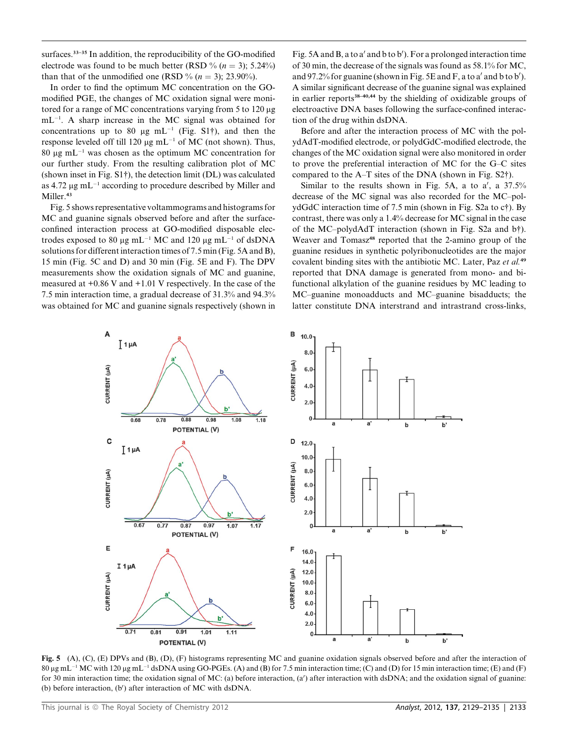surfaces.[33–35] In addition, the reproducibility of the GO-modified electrode was found to be much better (RSD % ($n = 3$); 5.24%) than that of the unmodified one (RSD % ($n = 3$); 23.90%).

In order to find the optimum MC concentration on the GO-modified PGE, the changes of MC oxidation signal were monitored for a range of MC concentrations varying from 5 to 120 μg mL$^{-1}$. A sharp increase in the MC signal was obtained for concentrations up to 80 μg mL$^{-1}$ (Fig. S1†), and then the response leveled off till 120 μg mL$^{-1}$ of MC (not shown). Thus, 80 μg mL$^{-1}$ was chosen as the optimum MC concentration for our further study. From the resulting calibration plot of MC (shown inset in Fig. S1†), the detection limit (DL) was calculated as 4.72 μg mL$^{-1}$ according to procedure described by Miller and Miller.[43]

Fig. 5 shows representative voltammograms and histograms for MC and guanine signals observed before and after the surface-confined interaction process at GO-modified disposable electrodes exposed to 80 μg mL$^{-1}$ MC and 120 μg mL$^{-1}$ of dsDNA solutions for different interaction times of 7.5 min (Fig. 5A and B), 15 min (Fig. 5C and D) and 30 min (Fig. 5E and F). The DPV measurements show the oxidation signals of MC and guanine, measured at +0.86 V and +1.01 V respectively. In the case of the 7.5 min interaction time, a gradual decrease of 31.3% and 94.3% was obtained for MC and guanine signals respectively (shown in Fig. 5A and B, a to a′ and b to b′). For a prolonged interaction time of 30 min, the decrease of the signals was found as 58.1% for MC, and 97.2% for guanine (shown in Fig. 5E and F, a to a′ and b to b′). A similar significant decrease of the guanine signal was explained in earlier reports[38–40,44] by the shielding of oxidizable groups of electroactive DNA bases following the surface-confined interaction of the drug within dsDNA.

Before and after the interaction process of MC with the polydAdT-modified electrode, or polydGdC-modified electrode, the changes of the MC oxidation signal were also monitored in order to prove the preferential interaction of MC for the G–C sites compared to the A–T sites of the DNA (shown in Fig. S2†).

Similar to the results shown in Fig. 5A, a to a′, a 37.5% decrease of the MC signal was also recorded for the MC–polydGdC interaction time of 7.5 min (shown in Fig. S2a to c†). By contrast, there was only a 1.4% decrease for MC signal in the case of the MC–polydAdT interaction (shown in Fig. S2a and b†). Weaver and Tomasz[48] reported that the 2-amino group of the guanine residues in synthetic polyribonucleotides are the major covalent binding sites with the antibiotic MC. Later, Paz *et al.*[49] reported that DNA damage is generated from mono- and bifunctional alkylation of the guanine residues by MC leading to MC–guanine monoadducts and MC–guanine bisadducts; the latter constitute DNA interstrand and intrastrand cross-links,

A
1 μA
CURRENT (μA)
a
a'
b
b'
0.68 0.78 0.88 0.98 1.08 1.18
POTENTIAL (V)

B
CURRENT (μA)
10.0
8.0
6.0
4.0
2.0
0
a a' b b'

C
1 μA
CURRENT (μA)
a
a'
b
b'
0.67 0.77 0.87 0.97 1.07 1.17
POTENTIAL (V)

D
CURRENT (μA)
12.0
10.0
8.0
6.0
4.0
2.0
0
a a' b b'

E
1 μA
CURRENT (μA)
a
a'
b
b'
0.71 0.81 0.91 1.01 1.11
POTENTIAL (V)

F
CURRENT (μA)
16.0
14.0
12.0
10.0
8.0
6.0
4.0
2.0
0
a a' b b'

**Fig. 5** (A), (C), (E) DPVs and (B), (D), (F) histograms representing MC and guanine oxidation signals observed before and after the interaction of 80 μg mL$^{-1}$ MC with 120 μg mL$^{-1}$ dsDNA using GO-PGEs. (A) and (B) for 7.5 min interaction time; (C) and (D) for 15 min interaction time; (E) and (F) for 30 min interaction time; the oxidation signal of MC: (a) before interaction, (a′) after interaction with dsDNA; and the oxidation signal of guanine: (b) before interaction, (b′) after interaction of MC with dsDNA.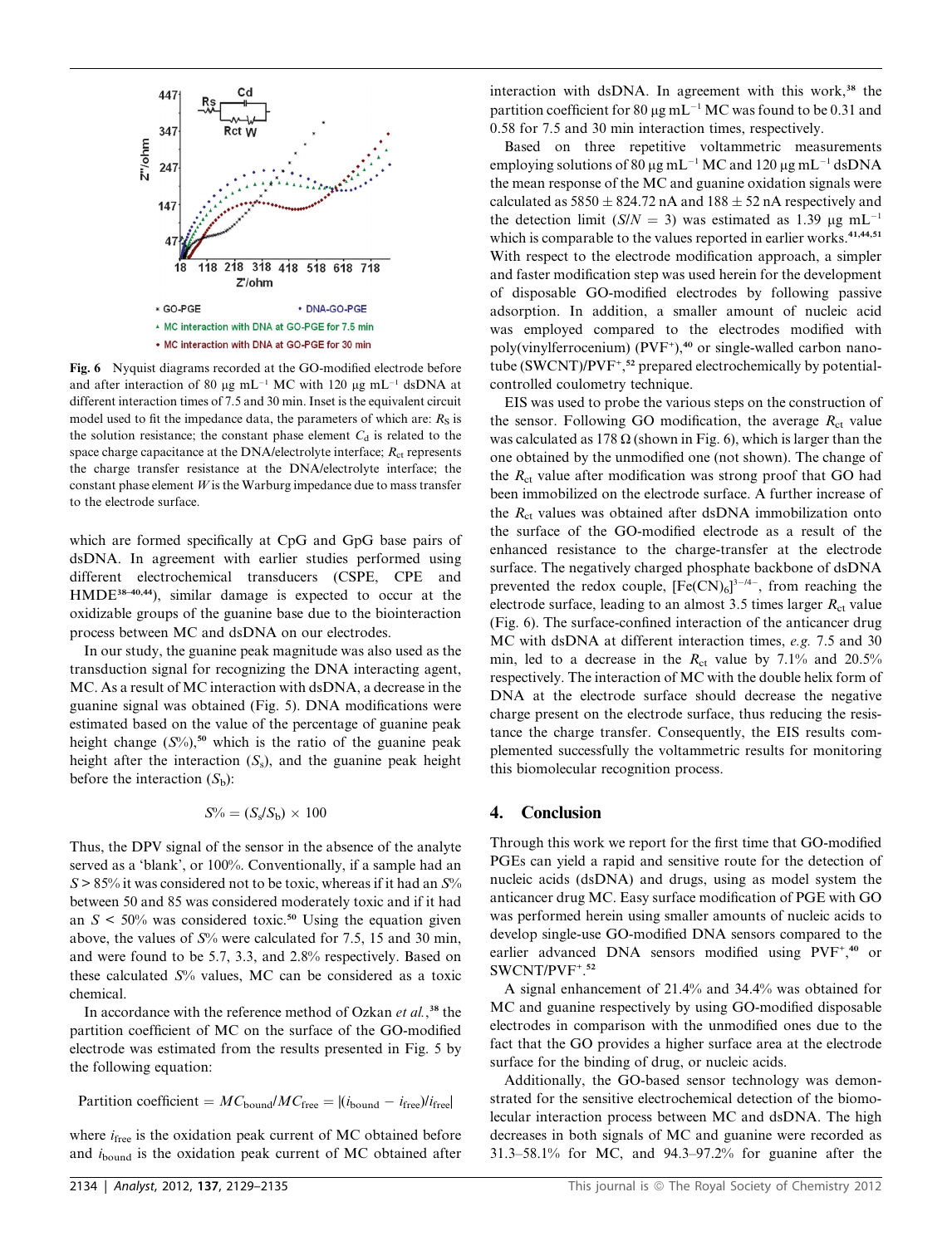447
347
247
147
47
Z''/ohm
18 118 218 318 418 518 618 718
Z'/ohm
Rs Cd Rct W
GO-PGE
DNA-GO-PGE
MC interaction with DNA at GO-PGE for 7.5 min
MC interaction with DNA at GO-PGE for 30 min

**Fig. 6** Nyquist diagrams recorded at the GO-modified electrode before and after interaction of 80 μg mL$^{-1}$ MC with 120 μg mL$^{-1}$ dsDNA at different interaction times of 7.5 and 30 min. Inset is the equivalent circuit model used to fit the impedance data, the parameters of which are: $R_S$ is the solution resistance; the constant phase element $C_d$ is related to the space charge capacitance at the DNA/electrolyte interface; $R_{ct}$ represents the charge transfer resistance at the DNA/electrolyte interface; the constant phase element $W$ is the Warburg impedance due to mass transfer to the electrode surface.

which are formed specifically at CpG and GpG base pairs of dsDNA. In agreement with earlier studies performed using different electrochemical transducers (CSPE, CPE and HMDE[38–40,44]), similar damage is expected to occur at the oxidizable groups of the guanine base due to the biointeraction process between MC and dsDNA on our electrodes.

In our study, the guanine peak magnitude was also used as the transduction signal for recognizing the DNA interacting agent, MC. As a result of MC interaction with dsDNA, a decrease in the guanine signal was obtained (Fig. 5). DNA modifications were estimated based on the value of the percentage of guanine peak height change ($S\%$),[50] which is the ratio of the guanine peak height after the interaction ($S_s$), and the guanine peak height before the interaction ($S_b$):

$$S\% = (S_s/S_b) \times 100$$

Thus, the DPV signal of the sensor in the absence of the analyte served as a 'blank', or 100%. Conventionally, if a sample had an $S > 85\%$ it was considered not to be toxic, whereas if it had an $S\%$ between 50 and 85 was considered moderately toxic and if it had an $S < 50\%$ was considered toxic.[50] Using the equation given above, the values of $S\%$ were calculated for 7.5, 15 and 30 min, and were found to be 5.7, 3.3, and 2.8% respectively. Based on these calculated $S\%$ values, MC can be considered as a toxic chemical.

In accordance with the reference method of Ozkan *et al.*,[38] the partition coefficient of MC on the surface of the GO-modified electrode was estimated from the results presented in Fig. 5 by the following equation:

$$\text{Partition coefficient} = MC_{\text{bound}}/MC_{\text{free}} = |(i_{\text{bound}} - i_{\text{free}})/i_{\text{free}}|$$

where $i_{\text{free}}$ is the oxidation peak current of MC obtained before and $i_{\text{bound}}$ is the oxidation peak current of MC obtained after interaction with dsDNA. In agreement with this work,[38] the partition coefficient for 80 μg mL$^{-1}$ MC was found to be 0.31 and 0.58 for 7.5 and 30 min interaction times, respectively.

Based on three repetitive voltammetric measurements employing solutions of 80 μg mL$^{-1}$ MC and 120 μg mL$^{-1}$ dsDNA the mean response of the MC and guanine oxidation signals were calculated as 5850 ± 824.72 nA and 188 ± 52 nA respectively and the detection limit ($S/N$ = 3) was estimated as 1.39 μg mL$^{-1}$ which is comparable to the values reported in earlier works.[41,44,51] With respect to the electrode modification approach, a simpler and faster modification step was used herein for the development of disposable GO-modified electrodes by following passive adsorption. In addition, a smaller amount of nucleic acid was employed compared to the electrodes modified with poly(vinylferrocenium) ($PVF^+$),[40] or single-walled carbon nanotube (SWCNT)/$PVF^+$,[52] prepared electrochemically by potential-controlled coulometry technique.

EIS was used to probe the various steps on the construction of the sensor. Following GO modification, the average $R_{ct}$ value was calculated as 178 Ω (shown in Fig. 6), which is larger than the one obtained by the unmodified one (not shown). The change of the $R_{ct}$ value after modification was strong proof that GO had been immobilized on the electrode surface. A further increase of the $R_{ct}$ values was obtained after dsDNA immobilization onto the surface of the GO-modified electrode as a result of the enhanced resistance to the charge-transfer at the electrode surface. The negatively charged phosphate backbone of dsDNA prevented the redox couple, $[Fe(CN)_6]^{3-/4-}$, from reaching the electrode surface, leading to an almost 3.5 times larger $R_{ct}$ value (Fig. 6). The surface-confined interaction of the anticancer drug MC with dsDNA at different interaction times, *e.g.* 7.5 and 30 min, led to a decrease in the $R_{ct}$ value by 7.1% and 20.5% respectively. The interaction of MC with the double helix form of DNA at the electrode surface should decrease the negative charge present on the electrode surface, thus reducing the resistance the charge transfer. Consequently, the EIS results complemented successfully the voltammetric results for monitoring this biomolecular recognition process.

## 4. Conclusion

Through this work we report for the first time that GO-modified PGEs can yield a rapid and sensitive route for the detection of nucleic acids (dsDNA) and drugs, using as model system the anticancer drug MC. Easy surface modification of PGE with GO was performed herein using smaller amounts of nucleic acids to develop single-use GO-modified DNA sensors compared to the earlier advanced DNA sensors modified using $PVF^+$,[40] or SWCNT/$PVF^+$.[52]

A signal enhancement of 21.4% and 34.4% was obtained for MC and guanine respectively by using GO-modified disposable electrodes in comparison with the unmodified ones due to the fact that the GO provides a higher surface area at the electrode surface for the binding of drug, or nucleic acids.

Additionally, the GO-based sensor technology was demonstrated for the sensitive electrochemical detection of the biomolecular interaction process between MC and dsDNA. The high decreases in both signals of MC and guanine were recorded as 31.3–58.1% for MC, and 94.3–97.2% for guanine after the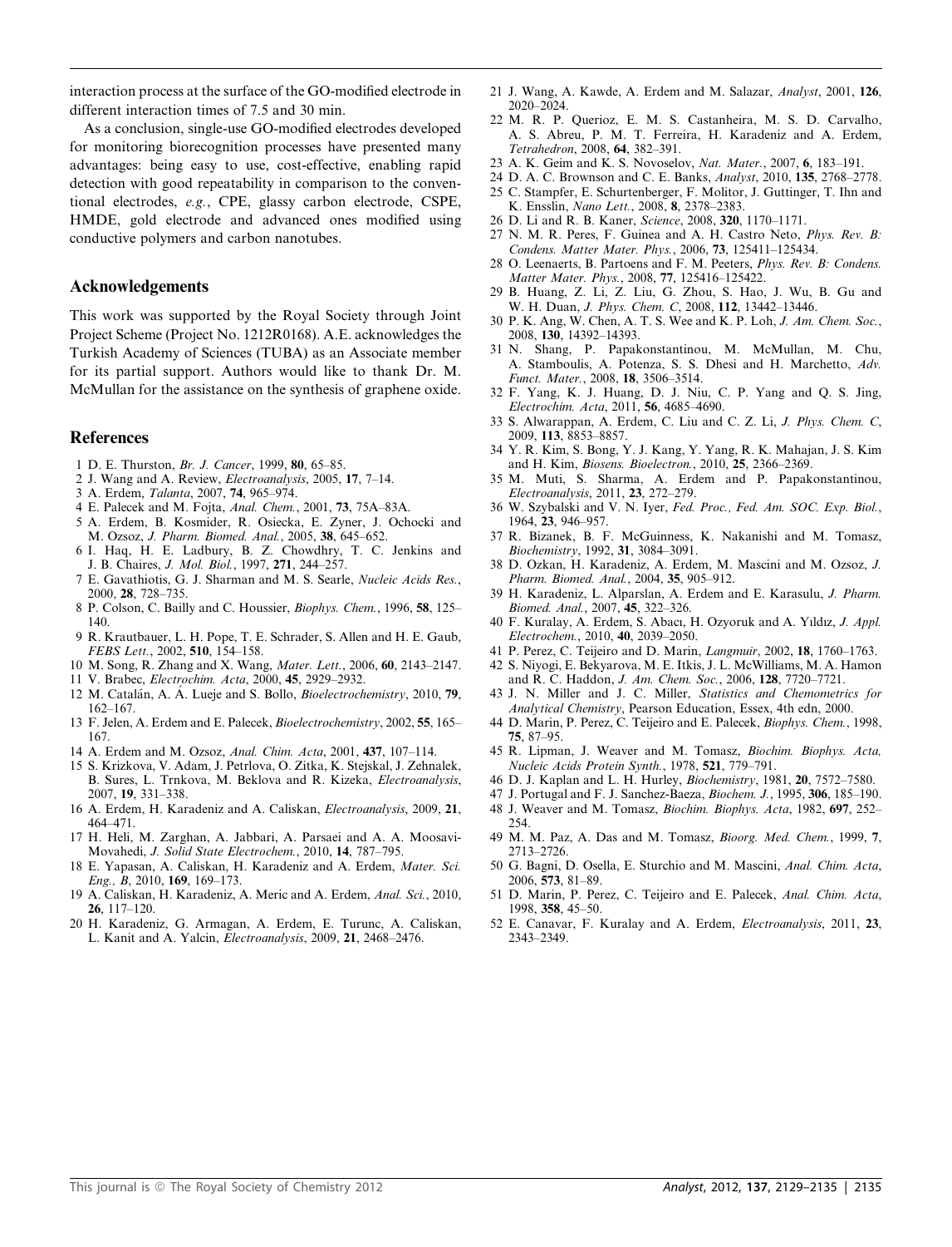interaction process at the surface of the GO-modified electrode in different interaction times of 7.5 and 30 min.

As a conclusion, single-use GO-modified electrodes developed for monitoring biorecognition processes have presented many advantages: being easy to use, cost-effective, enabling rapid detection with good repeatability in comparison to the conventional electrodes, *e.g.*, CPE, glassy carbon electrode, CSPE, HMDE, gold electrode and advanced ones modified using conductive polymers and carbon nanotubes.

## Acknowledgements

This work was supported by the Royal Society through Joint Project Scheme (Project No. 1212R0168). A.E. acknowledges the Turkish Academy of Sciences (TUBA) as an Associate member for its partial support. Authors would like to thank Dr. M. McMullan for the assistance on the synthesis of graphene oxide.

## References

1 D. E. Thurston, *Br. J. Cancer*, 1999, **80**, 65–85.
2 J. Wang and A. Review, *Electroanalysis*, 2005, **17**, 7–14.
3 A. Erdem, *Talanta*, 2007, **74**, 965–974.
4 E. Palecek and M. Fojta, *Anal. Chem.*, 2001, **73**, 75A–83A.
5 A. Erdem, B. Kosmider, R. Osiecka, E. Zyner, J. Ochocki and M. Ozsoz, *J. Pharm. Biomed. Anal.*, 2005, **38**, 645–652.
6 I. Haq, H. E. Ladbury, B. Z. Chowdhry, T. C. Jenkins and J. B. Chaires, *J. Mol. Biol.*, 1997, **271**, 244–257.
7 E. Gavathiotis, G. J. Sharman and M. S. Searle, *Nucleic Acids Res.*, 2000, **28**, 728–735.
8 P. Colson, C. Bailly and C. Houssier, *Biophys. Chem.*, 1996, **58**, 125–140.
9 R. Krautbauer, L. H. Pope, T. E. Schrader, S. Allen and H. E. Gaub, *FEBS Lett.*, 2002, **510**, 154–158.
10 M. Song, R. Zhang and X. Wang, *Mater. Lett.*, 2006, **60**, 2143–2147.
11 V. Brabec, *Electrochim. Acta*, 2000, **45**, 2929–2932.
12 M. Catalán, A. Á. Lueje and S. Bollo, *Bioelectrochemistry*, 2010, **79**, 162–167.
13 F. Jelen, A. Erdem and E. Palecek, *Bioelectrochemistry*, 2002, **55**, 165–167.
14 A. Erdem and M. Ozsoz, *Anal. Chim. Acta*, 2001, **437**, 107–114.
15 S. Krizkova, V. Adam, J. Petrlova, O. Zitka, K. Stejskal, J. Zehnalek, B. Sures, L. Trnkova, M. Beklova and R. Kizeka, *Electroanalysis*, 2007, **19**, 331–338.
16 A. Erdem, H. Karadeniz and A. Caliskan, *Electroanalysis*, 2009, **21**, 464–471.
17 H. Heli, M. Zarghan, A. Jabbari, A. Parsaei and A. A. Moosavi-Movahedi, *J. Solid State Electrochem.*, 2010, **14**, 787–795.
18 E. Yapasan, A. Caliskan, H. Karadeniz and A. Erdem, *Mater. Sci. Eng., B*, 2010, **169**, 169–173.
19 A. Caliskan, H. Karadeniz, A. Meric and A. Erdem, *Anal. Sci.*, 2010, **26**, 117–120.
20 H. Karadeniz, G. Armagan, A. Erdem, E. Turunc, A. Caliskan, L. Kanit and A. Yalcin, *Electroanalysis*, 2009, **21**, 2468–2476.
21 J. Wang, A. Kawde, A. Erdem and M. Salazar, *Analyst*, 2001, **126**, 2020–2024.
22 M. R. P. Querioz, E. M. S. Castanheira, M. S. D. Carvalho, A. S. Abreu, P. M. T. Ferreira, H. Karadeniz and A. Erdem, *Tetrahedron*, 2008, **64**, 382–391.
23 A. K. Geim and K. S. Novoselov, *Nat. Mater.*, 2007, **6**, 183–191.
24 D. A. C. Brownson and C. E. Banks, *Analyst*, 2010, **135**, 2768–2778.
25 C. Stampfer, E. Schurtenberger, F. Molitor, J. Guttinger, T. Ihn and K. Ensslin, *Nano Lett.*, 2008, **8**, 2378–2383.
26 D. Li and R. B. Kaner, *Science*, 2008, **320**, 1170–1171.
27 N. M. R. Peres, F. Guinea and A. H. Castro Neto, *Phys. Rev. B: Condens. Matter Mater. Phys.*, 2006, **73**, 125411–125434.
28 O. Leenaerts, B. Partoens and F. M. Peeters, *Phys. Rev. B: Condens. Matter Mater. Phys.*, 2008, **77**, 125416–125422.
29 B. Huang, Z. Li, Z. Liu, G. Zhou, S. Hao, J. Wu, B. Gu and W. H. Duan, *J. Phys. Chem. C*, 2008, **112**, 13442–13446.
30 P. K. Ang, W. Chen, A. T. S. Wee and K. P. Loh, *J. Am. Chem. Soc.*, 2008, **130**, 14392–14393.
31 N. Shang, P. Papakonstantinou, M. McMullan, M. Chu, A. Stamboulis, A. Potenza, S. S. Dhesi and H. Marchetto, *Adv. Funct. Mater.*, 2008, **18**, 3506–3514.
32 F. Yang, K. J. Huang, D. J. Niu, C. P. Yang and Q. S. Jing, *Electrochim. Acta*, 2011, **56**, 4685–4690.
33 S. Alwarappan, A. Erdem, C. Liu and C. Z. Li, *J. Phys. Chem. C*, 2009, **113**, 8853–8857.
34 Y. R. Kim, S. Bong, Y. J. Kang, Y. Yang, R. K. Mahajan, J. S. Kim and H. Kim, *Biosens. Bioelectron.*, 2010, **25**, 2366–2369.
35 M. Muti, S. Sharma, A. Erdem and P. Papakonstantinou, *Electroanalysis*, 2011, **23**, 272–279.
36 W. Szybalski and V. N. Iyer, *Fed. Proc., Fed. Am. SOC. Exp. Biol.*, 1964, **23**, 946–957.
37 R. Bizanek, B. F. McGuinness, K. Nakanishi and M. Tomasz, *Biochemistry*, 1992, **31**, 3084–3091.
38 D. Ozkan, H. Karadeniz, A. Erdem, M. Mascini and M. Ozsoz, *J. Pharm. Biomed. Anal.*, 2004, **35**, 905–912.
39 H. Karadeniz, L. Alparslan, A. Erdem and E. Karasulu, *J. Pharm. Biomed. Anal.*, 2007, **45**, 322–326.
40 F. Kuralay, A. Erdem, S. Abacı, H. Ozyoruk and A. Yıldız, *J. Appl. Electrochem.*, 2010, **40**, 2039–2050.
41 P. Perez, C. Teijeiro and D. Marin, *Langmuir*, 2002, **18**, 1760–1763.
42 S. Niyogi, E. Bekyarova, M. E. Itkis, J. L. McWilliams, M. A. Hamon and R. C. Haddon, *J. Am. Chem. Soc.*, 2006, **128**, 7720–7721.
43 J. N. Miller and J. C. Miller, *Statistics and Chemometrics for Analytical Chemistry*, Pearson Education, Essex, 4th edn, 2000.
44 D. Marin, P. Perez, C. Teijeiro and E. Palecek, *Biophys. Chem.*, 1998, **75**, 87–95.
45 R. Lipman, J. Weaver and M. Tomasz, *Biochim. Biophys. Acta, Nucleic Acids Protein Synth.*, 1978, **521**, 779–791.
46 D. J. Kaplan and L. H. Hurley, *Biochemistry*, 1981, **20**, 7572–7580.
47 J. Portugal and F. J. Sanchez-Baeza, *Biochem. J.*, 1995, **306**, 185–190.
48 J. Weaver and M. Tomasz, *Biochim. Biophys. Acta*, 1982, **697**, 252–254.
49 M. M. Paz, A. Das and M. Tomasz, *Bioorg. Med. Chem.*, 1999, **7**, 2713–2726.
50 G. Bagni, D. Osella, E. Sturchio and M. Mascini, *Anal. Chim. Acta*, 2006, **573**, 81–89.
51 D. Marin, P. Perez, C. Teijeiro and E. Palecek, *Anal. Chim. Acta*, 1998, **358**, 45–50.
52 E. Canavar, F. Kuralay and A. Erdem, *Electroanalysis*, 2011, **23**, 2343–2349.